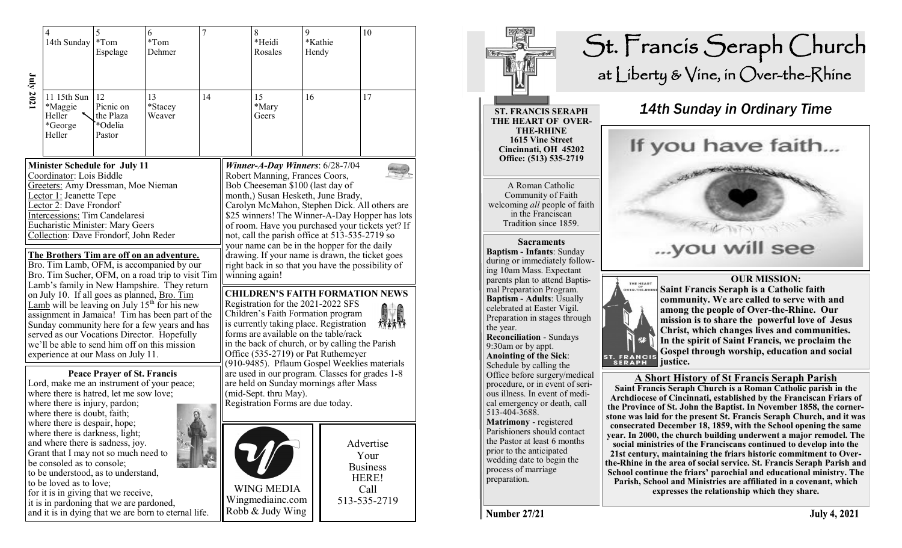**July 2021**

| 4 | 5 | 6 | 7 | 8 | 9 | 10 |
|---|---|---|---|---|---|---|
| 14th Sunday | *Tom Espelage | *Tom Dehmer | | *Heidi Rosales | *Kathie Hendy | |
| 11 15th Sun *Maggie Heller *George Heller | 12 Picnic on the Plaza *Odelia Pastor | 13 *Stacey Weaver | 14 | 15 *Mary Geers | 16 | 17 |

**Minister Schedule for July 11**

Coordinator: Lois Biddle
Greeters: Amy Dressman, Moe Nieman
Lector 1: Jeanette Tepe
Lector 2: Dave Frondorf
Intercessions: Tim Candelaresi
Eucharistic Minister: Mary Geers
Collection: Dave Frondorf, John Reder

**The Brothers Tim are off on an adventure.**

Bro. Tim Lamb, OFM, is accompanied by our Bro. Tim Sucher, OFM, on a road trip to visit Tim Lamb's family in New Hampshire. They return on July 10. If all goes as planned, Bro. Tim Lamb will be leaving on July 15th for his new assignment in Jamaica! Tim has been part of the Sunday community here for a few years and has served as our Vocations Director. Hopefully we'll be able to send him off on this mission experience at our Mass on July 11.

**Peace Prayer of St. Francis**

Lord, make me an instrument of your peace;
where there is hatred, let me sow love;
where there is injury, pardon;
where there is doubt, faith;
where there is despair, hope;
where there is darkness, light;
and where there is sadness, joy.
Grant that I may not so much need to be consoled as to console;
to be understood, as to understand,
to be loved as to love;
for it is in giving that we receive,
it is in pardoning that we are pardoned,
and it is in dying that we are born to eternal life.

***Winner-A-Day Winners***: 6/28-7/04

Robert Manning, Frances Coors, Bob Cheeseman $100 (last day of month,) Susan Hesketh, June Brady, Carolyn McMahon, Stephen Dick. All others are $25 winners! The Winner-A-Day Hopper has lots of room. Have you purchased your tickets yet? If not, call the parish office at 513-535-2719 so your name can be in the hopper for the daily drawing. If your name is drawn, the ticket goes right back in so that you have the possibility of winning again!

**CHILDREN'S FAITH FORMATION NEWS**

Registration for the 2021-2022 SFS Children's Faith Formation program is currently taking place. Registration forms are available on the table/rack in the back of church, or by calling the Parish Office (535-2719) or Pat Ruthemeyer (910-9485). Pflaum Gospel Weeklies materials are used in our program. Classes for grades 1-8 are held on Sunday mornings after Mass (mid-Sept. thru May).
Registration Forms are due today.

WING MEDIA
Wingmediainc.com
Robb & Judy Wing

Advertise Your Business HERE! Call 513-535-2719

# St. Francis Seraph Church

## at Liberty & Vine, in Over-the-Rhine

## *14th Sunday in Ordinary Time*

If you have faith... ...you will see

**ST. FRANCIS SERAPH THE HEART OF OVER-THE-RHINE**
**1615 Vine Street**
**Cincinnati, OH 45202**
**Office: (513) 535-2719**

A Roman Catholic Community of Faith welcoming *all* people of faith in the Franciscan Tradition since 1859.

**Sacraments**

**Baptism - Infants**: Sunday during or immediately following 10am Mass. Expectant parents plan to attend Baptismal Preparation Program.
**Baptism - Adults**: Usually celebrated at Easter Vigil. Preparation in stages through the year.
**Reconciliation** - Sundays 9:30am or by appt.
**Anointing of the Sick**: Schedule by calling the Office before surgery/medical procedure, or in event of serious illness. In event of medical emergency or death, call 513-404-3688.
**Matrimony** - registered Parishioners should contact the Pastor at least 6 months prior to the anticipated wedding date to begin the process of marriage preparation.

**OUR MISSION:**

**Saint Francis Seraph is a Catholic faith community. We are called to serve with and among the people of Over-the-Rhine. Our mission is to share the powerful love of Jesus Christ, which changes lives and communities. In the spirit of Saint Francis, we proclaim the Gospel through worship, education and social justice.**

**A Short History of St Francis Seraph Parish**

**Saint Francis Seraph Church is a Roman Catholic parish in the Archdiocese of Cincinnati, established by the Franciscan Friars of the Province of St. John the Baptist. In November 1858, the cornerstone was laid for the present St. Francis Seraph Church, and it was consecrated December 18, 1859, with the School opening the same year. In 2000, the church building underwent a major remodel. The social ministries of the Franciscans continued to develop into the 21st century, maintaining the friars historic commitment to Over-the-Rhine in the area of social service. St. Francis Seraph Parish and School continue the friars' parochial and educational ministry. The Parish, School and Ministries are affiliated in a covenant, which expresses the relationship which they share.**

Number 27/21 July 4, 2021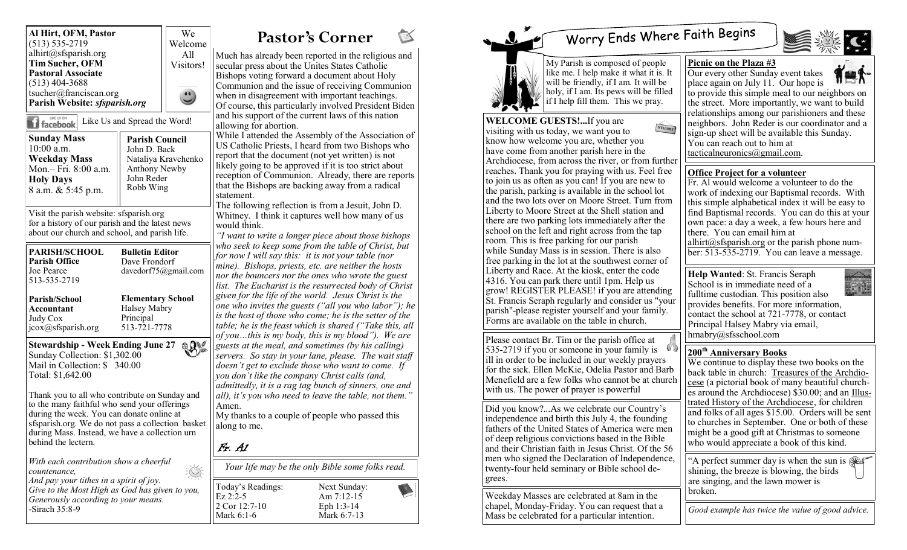**Al Hirt, OFM, Pastor**
(513) 535-2719
alhirt@sfsparish.org
**Tim Sucher, OFM**
**Pastoral Associate**
(513) 404-3688
tsucher@franciscan.org
**Parish Website: *sfsparish.org***

We Welcome All Visitors!

Like Us and Spread the Word!

**Sunday Mass**
10:00 a.m.
**Weekday Mass**
Mon.– Fri. 8:00 a.m.
**Holy Days**
8 a.m. & 5:45 p.m.

**Parish Council**
John D. Back
Nataliya Kravchenko
Anthony Newby
John Reder
Robb Wing

Visit the parish website: sfsparish.org for a history of our parish and the latest news about our church and school, and parish life.

**PARISH/SCHOOL**
**Parish Office**
Joe Pearce
513-535-2719

**Bulletin Editor**
Dave Frondorf
davedorf75@gmail.com

**Parish/School Accountant**
Judy Cox
jcox@sfsparish.org

**Elementary School**
Halsey Mabry
Principal
513-721-7778

**Stewardship - Week Ending June 27**
Sunday Collection: $1,302.00
Mail in Collection: $ 340.00
Total: $1,642.00

Thank you to all who contribute on Sunday and to the many faithful who send your offerings during the week. You can donate online at sfsparish.org. We do not pass a collection basket during Mass. Instead, we have a collection urn behind the lectern.

*With each contribution show a cheerful countenance,*
*And pay your tithes in a spirit of joy.*
*Give to the Most High as God has given to you,*
*Generously according to your means.*
-Sirach 35:8-9

# Pastor's Corner

Much has already been reported in the religious and secular press about the Unites States Catholic Bishops voting forward a document about Holy Communion and the issue of receiving Communion when in disagreement with important teachings. Of course, this particularly involved President Biden and his support of the current laws of this nation allowing for abortion.

While I attended the Assembly of the Association of US Catholic Priests, I heard from two Bishops who report that the document (not yet written) is not likely going to be approved if it is too strict about reception of Communion. Already, there are reports that the Bishops are backing away from a radical statement.

The following reflection is from a Jesuit, John D. Whitney. I think it captures well how many of us would think.

*"I want to write a longer piece about those bishops who seek to keep some from the table of Christ, but for now I will say this: it is not your table (nor mine). Bishops, priests, etc. are neither the hosts nor the bouncers nor the ones who wrote the guest list. The Eucharist is the resurrected body of Christ given for the life of the world. Jesus Christ is the one who invites the guests ("all you who labor"); he is the host of those who come; he is the setter of the table; he is the feast which is shared ("Take this, all of you…this is my body, this is my blood"). We are guests at the meal, and sometimes (by his calling) servers. So stay in your lane, please. The wait staff doesn't get to exclude those who want to come. If you don't like the company Christ calls (and, admittedly, it is a rag tag bunch of sinners, one and all), it's you who need to leave the table, not them."* Amen.

My thanks to a couple of people who passed this along to me.

*Fr. Al*

*Your life may be the only Bible some folks read.*

| Today's Readings: | Next Sunday: |
|---|---|
| Ez 2:2-5 | Am 7:12-15 |
| 2 Cor 12:7-10 | Eph 1:3-14 |
| Mark 6:1-6 | Mark 6:7-13 |

## Worry Ends Where Faith Begins

My Parish is composed of people like me. I help make it what it is. It will be friendly, if I am. It will be holy, if I am. Its pews will be filled if I help fill them. This we pray.

**WELCOME GUESTS!...**If you are visiting with us today, we want you to know how welcome you are, whether you have come from another parish here in the Archdiocese, from across the river, or from further reaches. Thank you for praying with us. Feel free to join us as often as you can! If you are new to the parish, parking is available in the school lot and the two lots over on Moore Street. Turn from Liberty to Moore Street at the Shell station and there are two parking lots immediately after the school on the left and right across from the tap room. This is free parking for our parish while Sunday Mass is in session. There is also free parking in the lot at the southwest corner of Liberty and Race. At the kiosk, enter the code 4316. You can park there until 1pm. Help us grow! REGISTER PLEASE! if you are attending St. Francis Seraph regularly and consider us "your parish"-please register yourself and your family. Forms are available on the table in church.

Please contact Br. Tim or the parish office at 535-2719 if you or someone in your family is ill in order to be included in our weekly prayers for the sick. Ellen McKie, Odelia Pastor and Barb Menefield are a few folks who cannot be at church with us. The power of prayer is powerful

Did you know?...As we celebrate our Country's independence and birth this July 4, the founding fathers of the United States of America were men of deep religious convictions based in the Bible and their Christian faith in Jesus Christ. Of the 56 men who signed the Declaration of Independence, twenty-four held seminary or Bible school degrees.

Weekday Masses are celebrated at 8am in the chapel, Monday-Friday. You can request that a Mass be celebrated for a particular intention.

**Picnic on the Plaza #3**
Our every other Sunday event takes place again on July 11. Our hope is to provide this simple meal to our neighbors on the street. More importantly, we want to build relationships among our parishioners and these neighbors. John Reder is our coordinator and a sign-up sheet will be available this Sunday. You can reach out to him at tacticalneuronics@gmail.com.

**Office Project for a volunteer**
Fr. Al would welcome a volunteer to do the work of indexing our Baptismal records. With this simple alphabetical index it will be easy to find Baptismal records. You can do this at your own pace: a day a week, a few hours here and there. You can email him at alhirt@sfsparish.org or the parish phone number: 513-535-2719. You can leave a message.

**Help Wanted**: St. Francis Seraph School is in immediate need of a fulltime custodian. This position also provides benefits. For more information, contact the school at 721-7778, or contact Principal Halsey Mabry via email, hmabry@sfsschool.com

**200th Anniversary Books**
We continue to display these two books on the back table in church: Treasures of the Archdiocese (a pictorial book of many beautiful churches around the Archdiocese) $30.00; and an Illustrated History of the Archdiocese, for children and folks of all ages $15.00. Orders will be sent to churches in September. One or both of these might be a good gift at Christmas to someone who would appreciate a book of this kind.

"A perfect summer day is when the sun is shining, the breeze is blowing, the birds are singing, and the lawn mower is broken.

*Good example has twice the value of good advice.*